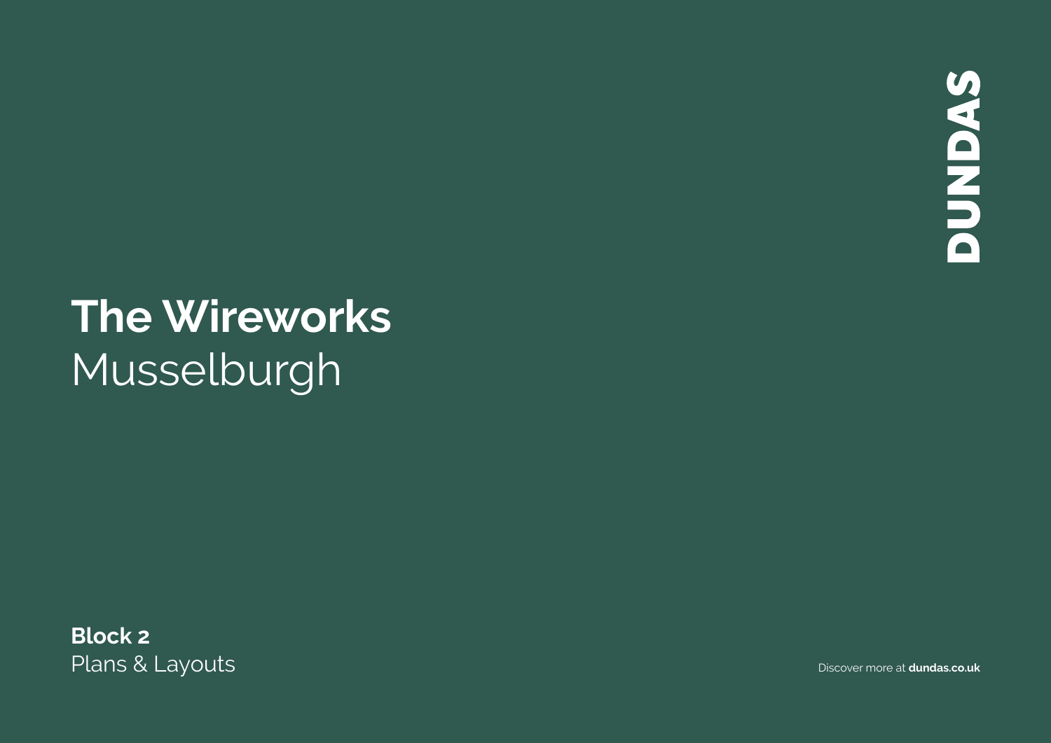DUNDAS

# The Wireworks
Musselburgh

**Block 2**
Plans & Layouts

Discover more at **dundas.co.uk**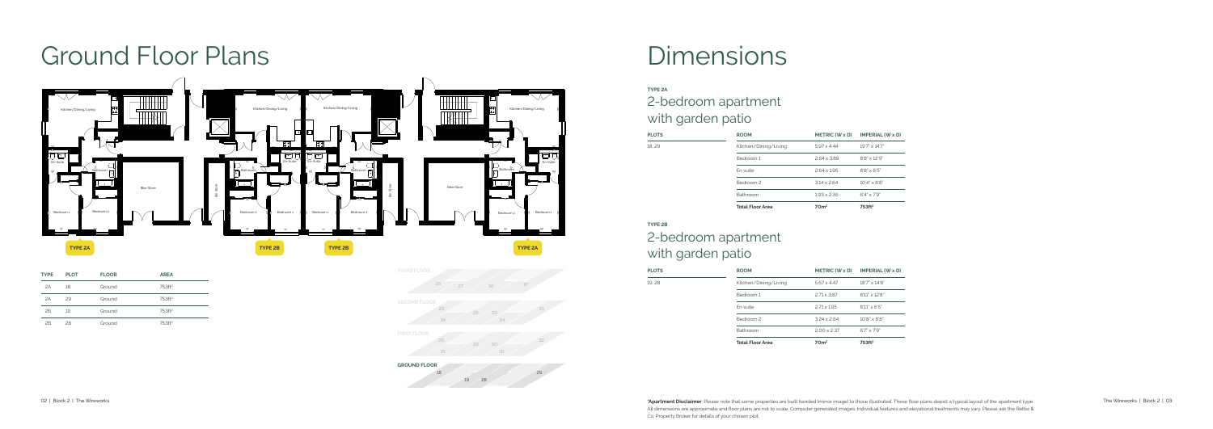# Ground Floor Plans

Kitchen/Dining/Living

En Suite

Bathroom

Bedroom 1

Bedroom 2

Bike Store

**TYPE 2A**

**TYPE 2B**

**TYPE 2B**

**TYPE 2A**

| TYPE | PLOT | FLOOR | AREA |
|---|---|---|---|
| 2A | 18 | Ground | 753ft² |
| 2A | 29 | Ground | 753ft² |
| 2B | 19 | Ground | 753ft² |
| 2B | 28 | Ground | 753ft² |

THIRD FLOOR
26 27 36 37

SECOND FLOOR
23 25 33 35
24 34

FIRST FLOOR
20 22 30 32
21 31

**GROUND FLOOR**
18 19 28 29

# Dimensions

**TYPE 2A**

## 2-bedroom apartment with garden patio

| PLOTS | ROOM | METRIC (W x D) | IMPERIAL (W x D) |
|---|---|---|---|
| 18, 29 | Kitchen/Dining/Living | 5.97 x 4.44 | 19'7" x 14'7" |
| | Bedroom 1 | 2.64 x 3.89 | 8'8" x 12'9" |
| | En suite | 2.64 x 1.95 | 8'8" x 6'5" |
| | Bedroom 2 | 3.14 x 2.64 | 10'4" x 8'8" |
| | Bathroom | 1.93 x 2.36 | 6'4" x 7'9" |
| | **Total Floor Area** | **70m²** | **753ft²** |

**TYPE 2B**

## 2-bedroom apartment with garden patio

| PLOTS | ROOM | METRIC (W x D) | IMPERIAL (W x D) |
|---|---|---|---|
| 19, 28 | Kitchen/Dining/Living | 5.67 x 4.47 | 18'7" x 14'8" |
| | Bedroom 1 | 2.71 x 3.87 | 8'11" x 12'8" |
| | En suite | 2.71 x 1.95 | 8'11" x 6'5" |
| | Bedroom 2 | 3.24 x 2.64 | 10'8" x 8'8" |
| | Bathroom | 2.00 x 2.37 | 6'7" x 7'9" |
| | **Total Floor Area** | **70m²** | **753ft²** |

***Apartment Disclaimer:** Please note that some properties are built handed (mirror image) to those illustrated. These floor plans depict a typical layout of the apartment type. All dimensions are approximate and floor plans are not to scale. Computer generated images. Individual features and elevational treatments may vary. Please ask the Reltie & Co. Property Broker for details of your chosen plot.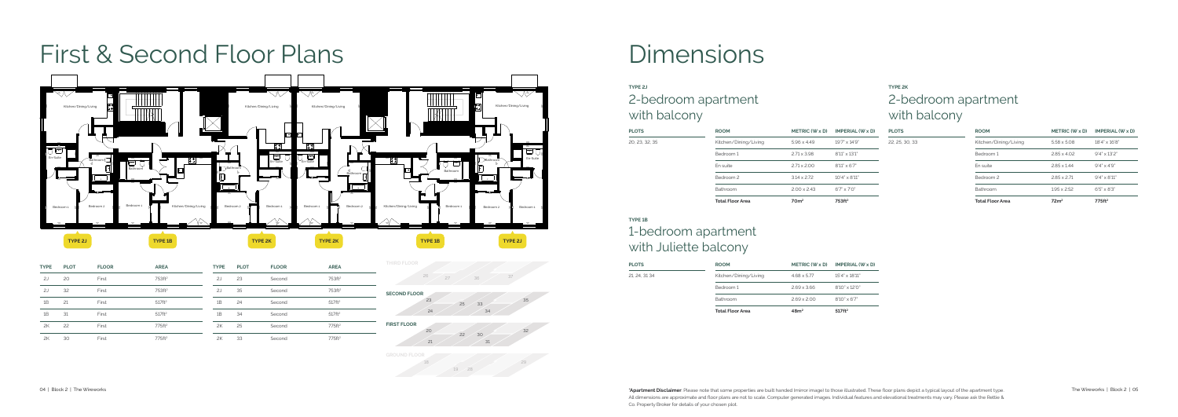# First & Second Floor Plans

TYPE 2J | TYPE 1B | TYPE 2K | TYPE 2K | TYPE 1B | TYPE 2J

| TYPE | PLOT | FLOOR | AREA |
|---|---|---|---|
| 2J | 20 | First | 753ft² |
| 2J | 32 | First | 753ft² |
| 1B | 21 | First | 517ft² |
| 1B | 31 | First | 517ft² |
| 2K | 22 | First | 775ft² |
| 2K | 30 | First | 775ft² |

| TYPE | PLOT | FLOOR | AREA |
|---|---|---|---|
| 2J | 23 | Second | 753ft² |
| 2J | 35 | Second | 753ft² |
| 1B | 24 | Second | 517ft² |
| 1B | 34 | Second | 517ft² |
| 2K | 25 | Second | 775ft² |
| 2K | 33 | Second | 775ft² |

THIRD FLOOR: 26, 27, 36, 37

SECOND FLOOR: 23, 24, 25, 33, 34, 35

FIRST FLOOR: 20, 21, 22, 30, 31, 32

GROUND FLOOR: 18, 19, 28, 29

# Dimensions

**TYPE 2J**

## 2-bedroom apartment with balcony

| PLOTS | ROOM | METRIC (W x D) | IMPERIAL (W x D) |
|---|---|---|---|
| 20, 23, 32, 35 | Kitchen/Dining/Living | 5.96 x 4.49 | 19'7" x 14'9" |
| | Bedroom 1 | 2.71 x 3.98 | 8'11" x 13'1" |
| | En suite | 2.71 x 2.00 | 8'11" x 6'7" |
| | Bedroom 2 | 3.14 x 2.72 | 10'4" x 8'11" |
| | Bathroom | 2.00 x 2.43 | 6'7" x 7'0" |
| | **Total Floor Area** | **70m²** | **753ft²** |

**TYPE 2K**

## 2-bedroom apartment with balcony

| PLOTS | ROOM | METRIC (W x D) | IMPERIAL (W x D) |
|---|---|---|---|
| 22, 25, 30, 33 | Kitchen/Dining/Living | 5.58 x 5.08 | 18'4" x 16'8" |
| | Bedroom 1 | 2.85 x 4.02 | 9'4" x 13'2" |
| | En suite | 2.85 x 1.44 | 9'4" x 4'9" |
| | Bedroom 2 | 2.85 x 2.71 | 9'4" x 8'11" |
| | Bathroom | 1.95 x 2.52 | 6'5" x 8'3" |
| | **Total Floor Area** | **72m²** | **775ft²** |

**TYPE 1B**

## 1-bedroom apartment with Juliette balcony

| PLOTS | ROOM | METRIC (W x D) | IMPERIAL (W x D) |
|---|---|---|---|
| 21, 24, 31, 34 | Kitchen/Dining/Living | 4.68 x 5.77 | 15'4" x 18'11" |
| | Bedroom 1 | 2.69 x 3.66 | 8'10" x 12'0" |
| | Bathroom | 2.69 x 2.00 | 8'10" x 6'7" |
| | **Total Floor Area** | **48m²** | **517ft²** |

*Apartment Disclaimer: Please note that some properties are built handed (mirror image) to those illustrated. These floor plans depict a typical layout of the apartment type. All dimensions are approximate and floor plans are not to scale. Computer generated images. Individual features and elevational treatments may vary. Please ask the Rettie & Co. Property Broker for details of your chosen plot.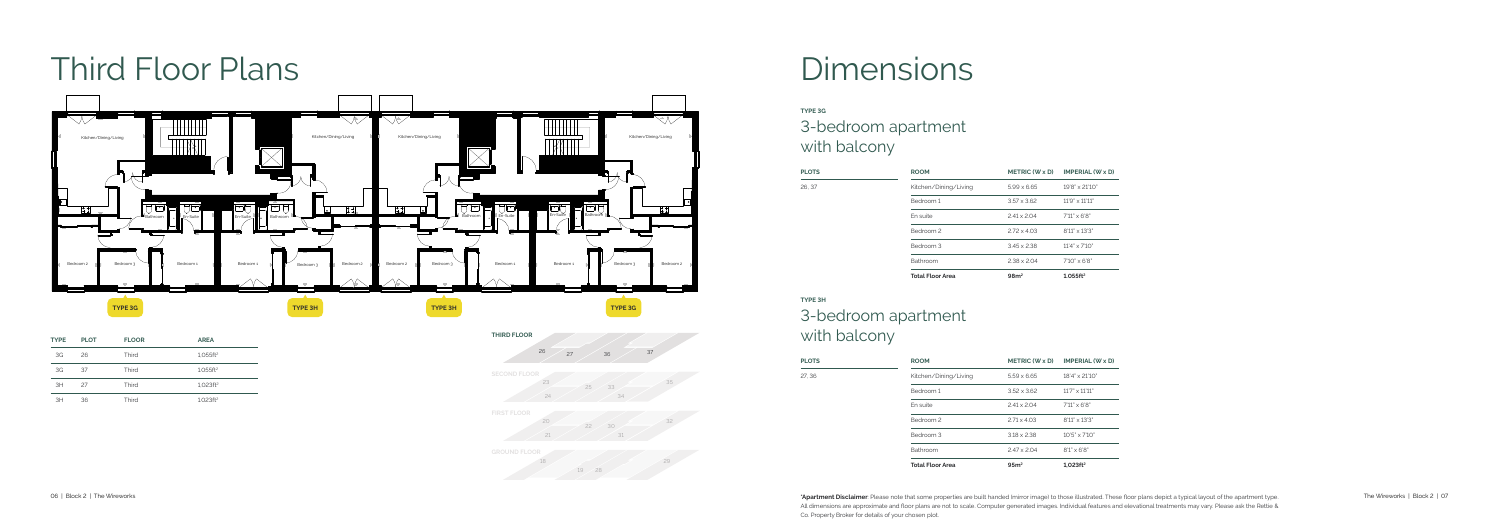# Third Floor Plans

TYPE 3G

TYPE 3H

TYPE 3H

TYPE 3G

| TYPE | PLOT | FLOOR | AREA |
|---|---|---|---|
| 3G | 26 | Third | 1,055ft² |
| 3G | 37 | Third | 1,055ft² |
| 3H | 27 | Third | 1,023ft² |
| 3H | 36 | Third | 1,023ft² |

THIRD FLOOR: 26, 27, 36, 37

SECOND FLOOR: 23, 24, 25, 33, 34, 35

FIRST FLOOR: 20, 21, 22, 30, 31, 32

GROUND FLOOR: 18, 19, 28, 29

# Dimensions

**TYPE 3G**

## 3-bedroom apartment with balcony

| PLOTS | ROOM | METRIC (W x D) | IMPERIAL (W x D) |
|---|---|---|---|
| 26, 37 | Kitchen/Dining/Living | 5.90 x 6.65 | 19'8" x 21'10" |
| | Bedroom 1 | 3.57 x 3.62 | 11'9" x 11'11" |
| | En suite | 2.41 x 2.04 | 7'11" x 6'8" |
| | Bedroom 2 | 2.72 x 4.03 | 8'11" x 13'3" |
| | Bedroom 3 | 3.45 x 2.38 | 11'4" x 7'10" |
| | Bathroom | 2.38 x 2.04 | 7'10" x 6'8" |
| | **Total Floor Area** | **98m²** | **1,055ft²** |

**TYPE 3H**

## 3-bedroom apartment with balcony

| PLOTS | ROOM | METRIC (W x D) | IMPERIAL (W x D) |
|---|---|---|---|
| 27, 36 | Kitchen/Dining/Living | 5.59 x 6.65 | 18'4" x 21'10" |
| | Bedroom 1 | 3.52 x 3.62 | 11'7" x 11'11" |
| | En suite | 2.41 x 2.04 | 7'11" x 6'8" |
| | Bedroom 2 | 2.71 x 4.03 | 8'11" x 13'3" |
| | Bedroom 3 | 3.18 x 2.38 | 10'5" x 7'10" |
| | Bathroom | 2.47 x 2.04 | 8'1" x 6'8" |
| | **Total Floor Area** | **95m²** | **1,023ft²** |

***Apartment Disclaimer**: Please note that some properties are built handed (mirror image) to those illustrated. These floor plans depict a typical layout of the apartment type. All dimensions are approximate and floor plans are not to scale. Computer generated images. Individual features and elevational treatments may vary. Please ask the Reltie & Co. Property Broker for details of your chosen plot.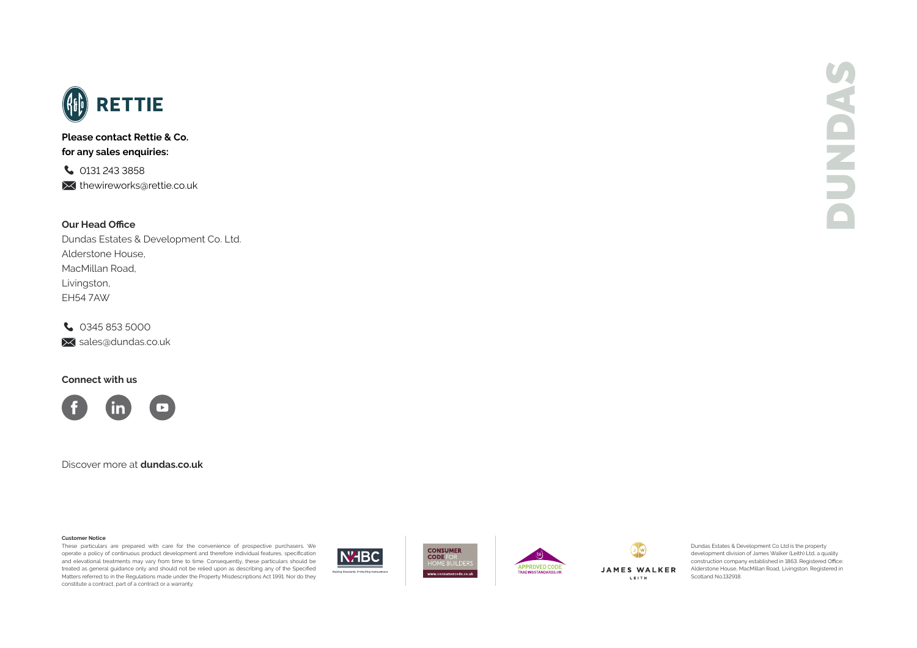RETTIE

**Please contact Rettie & Co. for any sales enquiries:**

0131 243 3858

thewireworks@rettie.co.uk

**Our Head Office**

Dundas Estates & Development Co. Ltd.
Alderstone House,
MacMillan Road,
Livingston,
EH54 7AW

0345 853 5000

sales@dundas.co.uk

**Connect with us**

Discover more at **dundas.co.uk**

DUNDAS

**Customer Notice**

These particulars are prepared with care for the convenience of prospective purchasers. We operate a policy of continuous product development and therefore individual features, specification and elevational treatments may vary from time to time. Consequently, these particulars should be treated as general guidance only and should not be relied upon as describing any of the Specified Matters referred to in the Regulations made under the Property Misdescriptions Act 1991. Nor do they constitute a contract, part of a contract or a warranty.

NHBC Raising Standards. Protecting Homeowners

CONSUMER CODE FOR HOME BUILDERS www.consumercode.co.uk

tsi APPROVED CODE TRADINGSTANDARDS.UK

JAMES WALKER LEITH

Dundas Estates & Development Co Ltd is the property development division of James Walker (Leith) Ltd, a quality construction company established in 1863. Registered Office: Alderstone House, MacMillan Road, Livingston. Registered in Scotland No.132918.